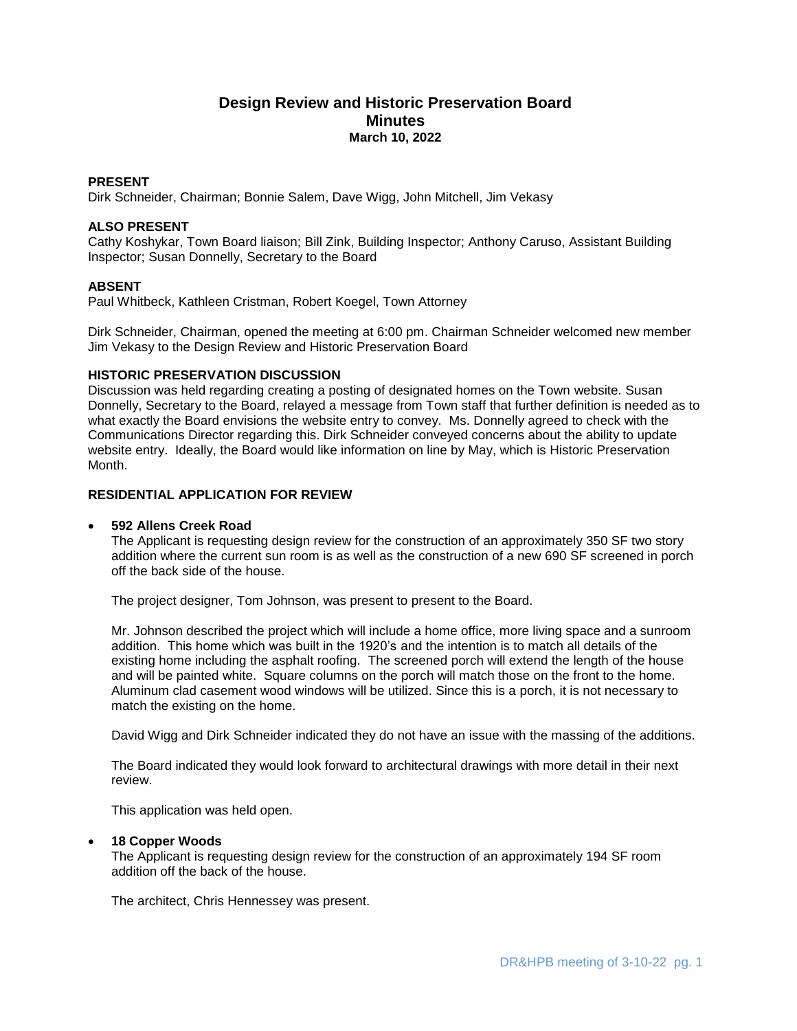# Design Review and Historic Preservation Board
## Minutes
### March 10, 2022

**PRESENT**
Dirk Schneider, Chairman; Bonnie Salem, Dave Wigg, John Mitchell, Jim Vekasy

**ALSO PRESENT**
Cathy Koshykar, Town Board liaison; Bill Zink, Building Inspector; Anthony Caruso, Assistant Building Inspector; Susan Donnelly, Secretary to the Board

**ABSENT**
Paul Whitbeck, Kathleen Cristman, Robert Koegel, Town Attorney

Dirk Schneider, Chairman, opened the meeting at 6:00 pm. Chairman Schneider welcomed new member Jim Vekasy to the Design Review and Historic Preservation Board

**HISTORIC PRESERVATION DISCUSSION**
Discussion was held regarding creating a posting of designated homes on the Town website. Susan Donnelly, Secretary to the Board, relayed a message from Town staff that further definition is needed as to what exactly the Board envisions the website entry to convey. Ms. Donnelly agreed to check with the Communications Director regarding this. Dirk Schneider conveyed concerns about the ability to update website entry. Ideally, the Board would like information on line by May, which is Historic Preservation Month.

**RESIDENTIAL APPLICATION FOR REVIEW**

- **592 Allens Creek Road**
  The Applicant is requesting design review for the construction of an approximately 350 SF two story addition where the current sun room is as well as the construction of a new 690 SF screened in porch off the back side of the house.

  The project designer, Tom Johnson, was present to present to the Board.

  Mr. Johnson described the project which will include a home office, more living space and a sunroom addition. This home which was built in the 1920's and the intention is to match all details of the existing home including the asphalt roofing. The screened porch will extend the length of the house and will be painted white. Square columns on the porch will match those on the front to the home. Aluminum clad casement wood windows will be utilized. Since this is a porch, it is not necessary to match the existing on the home.

  David Wigg and Dirk Schneider indicated they do not have an issue with the massing of the additions.

  The Board indicated they would look forward to architectural drawings with more detail in their next review.

  This application was held open.

- **18 Copper Woods**
  The Applicant is requesting design review for the construction of an approximately 194 SF room addition off the back of the house.

  The architect, Chris Hennessey was present.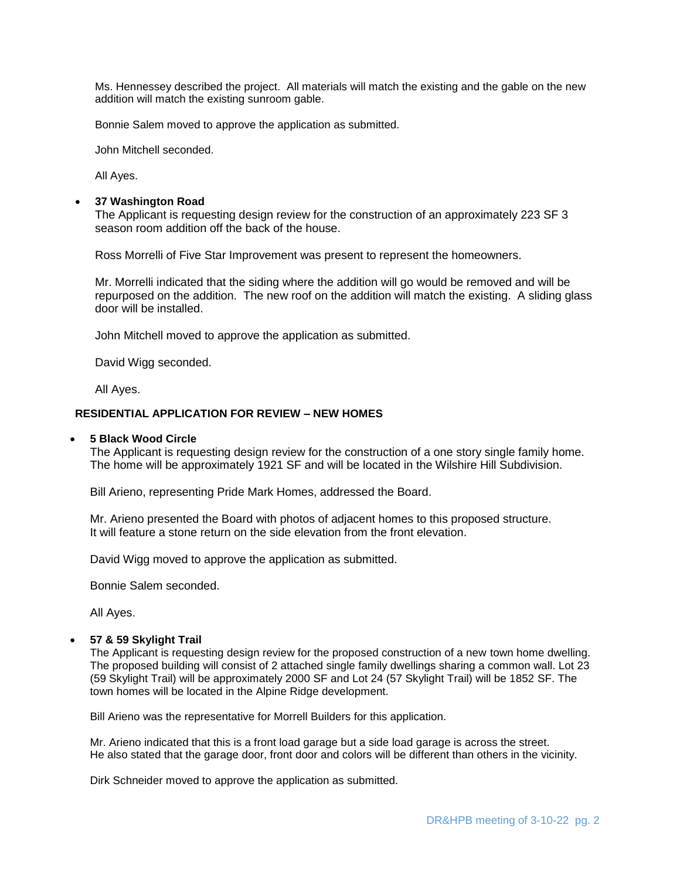Ms. Hennessey described the project. All materials will match the existing and the gable on the new addition will match the existing sunroom gable.

Bonnie Salem moved to approve the application as submitted.

John Mitchell seconded.

All Ayes.

- **37 Washington Road**

  The Applicant is requesting design review for the construction of an approximately 223 SF 3 season room addition off the back of the house.

  Ross Morrelli of Five Star Improvement was present to represent the homeowners.

  Mr. Morrelli indicated that the siding where the addition will go would be removed and will be repurposed on the addition. The new roof on the addition will match the existing. A sliding glass door will be installed.

  John Mitchell moved to approve the application as submitted.

  David Wigg seconded.

  All Ayes.

**RESIDENTIAL APPLICATION FOR REVIEW – NEW HOMES**

- **5 Black Wood Circle**

  The Applicant is requesting design review for the construction of a one story single family home. The home will be approximately 1921 SF and will be located in the Wilshire Hill Subdivision.

  Bill Arieno, representing Pride Mark Homes, addressed the Board.

  Mr. Arieno presented the Board with photos of adjacent homes to this proposed structure. It will feature a stone return on the side elevation from the front elevation.

  David Wigg moved to approve the application as submitted.

  Bonnie Salem seconded.

  All Ayes.

- **57 & 59 Skylight Trail**

  The Applicant is requesting design review for the proposed construction of a new town home dwelling. The proposed building will consist of 2 attached single family dwellings sharing a common wall. Lot 23 (59 Skylight Trail) will be approximately 2000 SF and Lot 24 (57 Skylight Trail) will be 1852 SF. The town homes will be located in the Alpine Ridge development.

  Bill Arieno was the representative for Morrell Builders for this application.

  Mr. Arieno indicated that this is a front load garage but a side load garage is across the street. He also stated that the garage door, front door and colors will be different than others in the vicinity.

  Dirk Schneider moved to approve the application as submitted.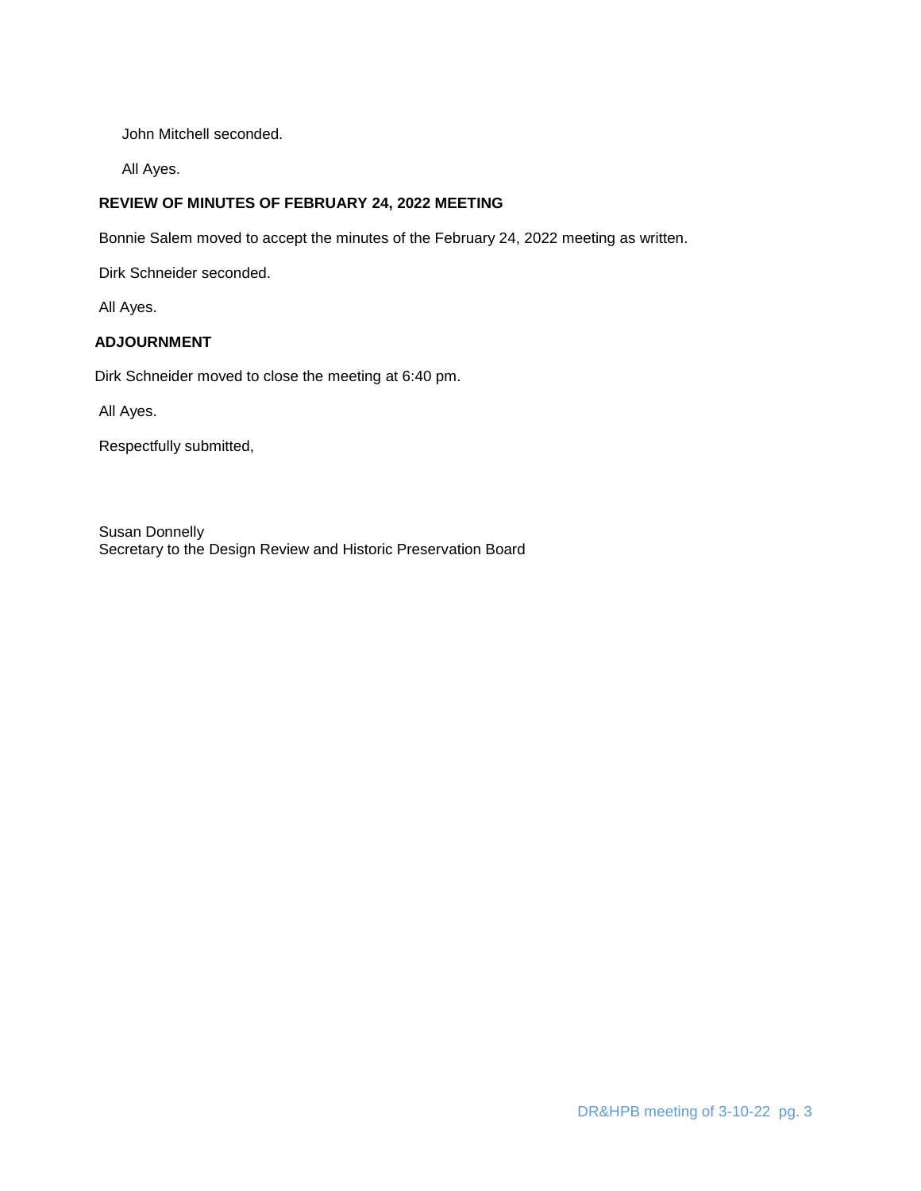John Mitchell seconded.

All Ayes.

**REVIEW OF MINUTES OF FEBRUARY 24, 2022 MEETING**

Bonnie Salem moved to accept the minutes of the February 24, 2022 meeting as written.

Dirk Schneider seconded.

All Ayes.

**ADJOURNMENT**

Dirk Schneider moved to close the meeting at 6:40 pm.

All Ayes.

Respectfully submitted,

Susan Donnelly
Secretary to the Design Review and Historic Preservation Board